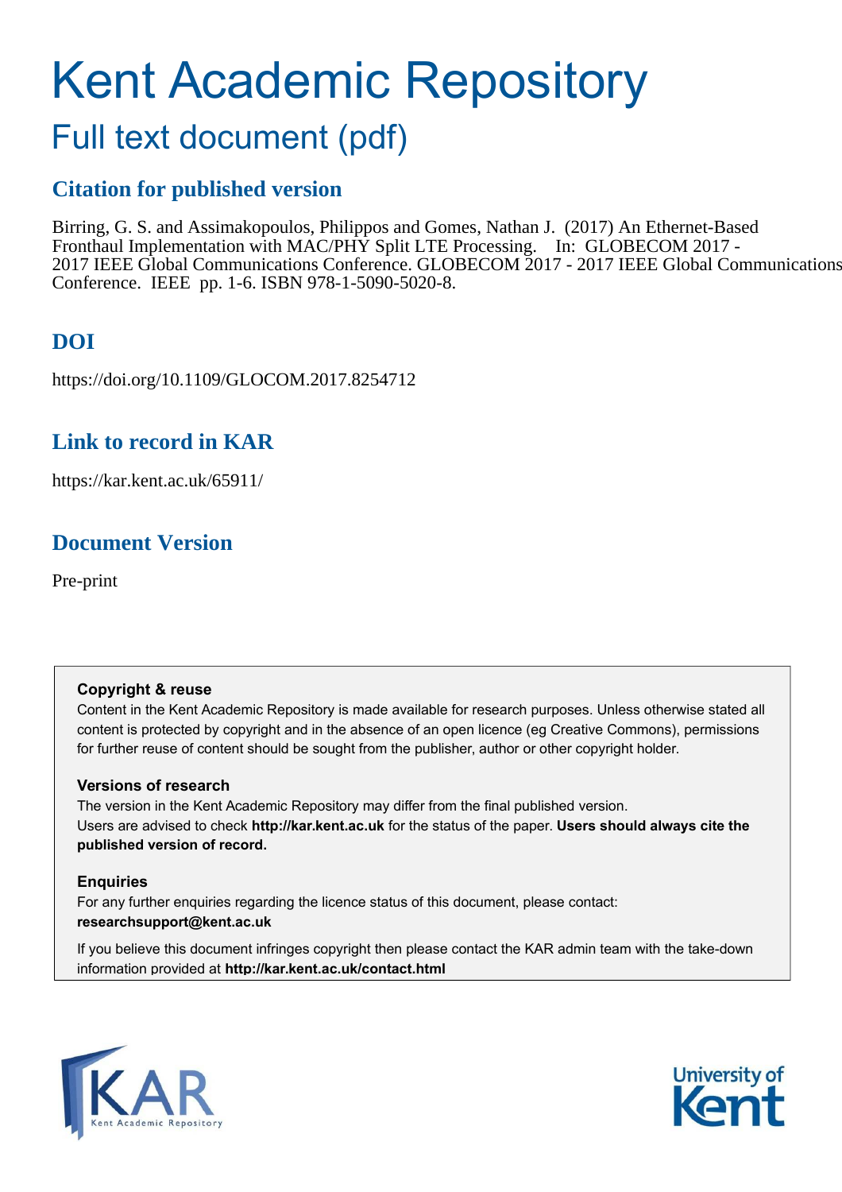# Kent Academic Repository

## Full text document (pdf)

### Citation for published version

Birring, G. S. and Assimakopoulos, Philippos and Gomes, Nathan J. (2017) An Ethernet-Based Fronthaul Implementation with MAC/PHY Split LTE Processing. In: GLOBECOM 2017 - 2017 IEEE Global Communications Conference. GLOBECOM 2017 - 2017 IEEE Global Communications Conference. IEEE pp. 1-6. ISBN 978-1-5090-5020-8.

### DOI

https://doi.org/10.1109/GLOCOM.2017.8254712

### Link to record in KAR

https://kar.kent.ac.uk/65911/

### Document Version

Pre-print

**Copyright & reuse**

Content in the Kent Academic Repository is made available for research purposes. Unless otherwise stated all content is protected by copyright and in the absence of an open licence (eg Creative Commons), permissions for further reuse of content should be sought from the publisher, author or other copyright holder.

**Versions of research**

The version in the Kent Academic Repository may differ from the final published version. Users are advised to check **http://kar.kent.ac.uk** for the status of the paper. **Users should always cite the published version of record.**

**Enquiries**

For any further enquiries regarding the licence status of this document, please contact: **researchsupport@kent.ac.uk**

If you believe this document infringes copyright then please contact the KAR admin team with the take-down information provided at **http://kar.kent.ac.uk/contact.html**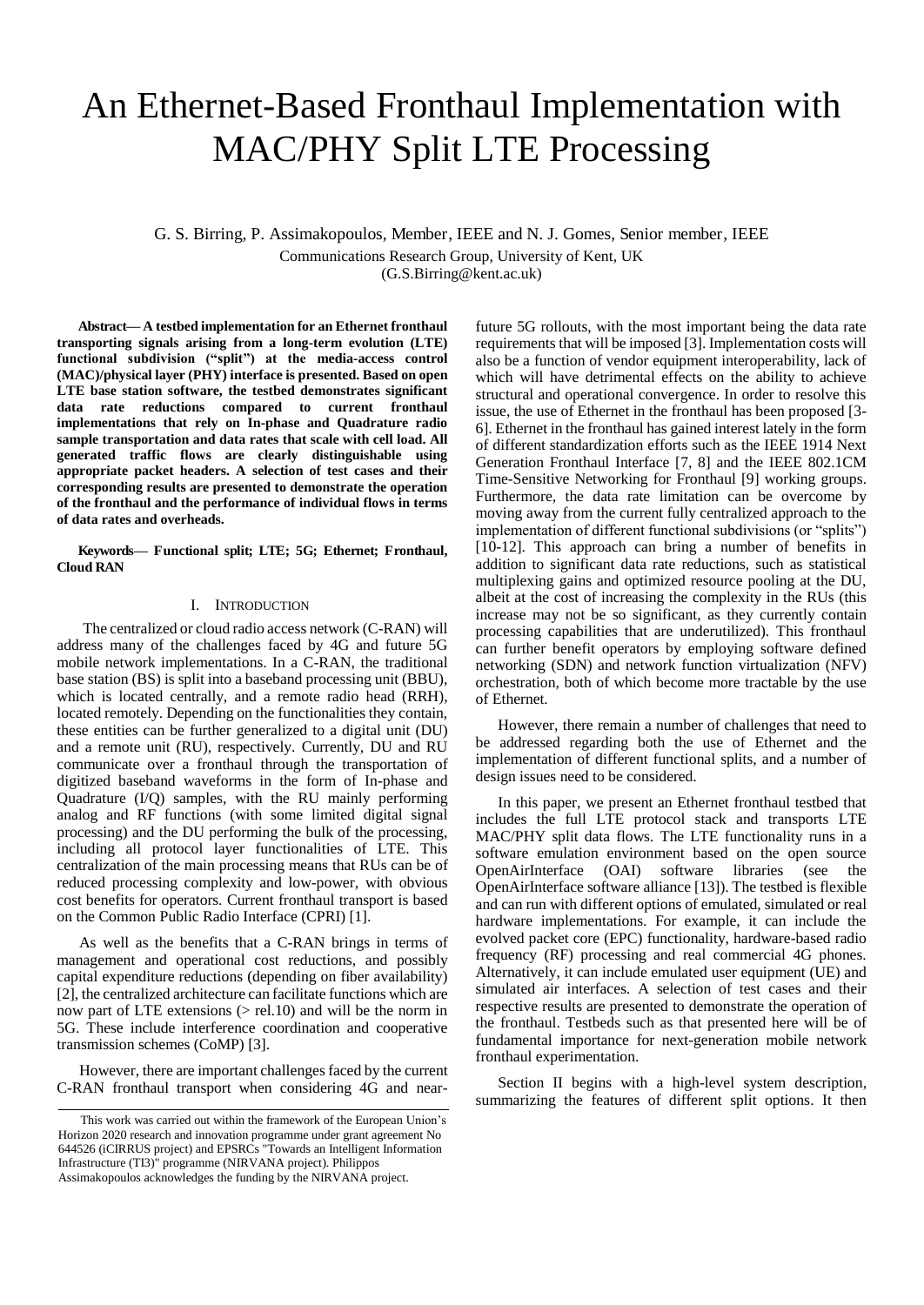# An Ethernet-Based Fronthaul Implementation with MAC/PHY Split LTE Processing

G. S. Birring, P. Assimakopoulos, Member, IEEE and N. J. Gomes, Senior member, IEEE

Communications Research Group, University of Kent, UK

(G.S.Birring@kent.ac.uk)

**Abstract— A testbed implementation for an Ethernet fronthaul transporting signals arising from a long-term evolution (LTE) functional subdivision ("split") at the media-access control (MAC)/physical layer (PHY) interface is presented. Based on open LTE base station software, the testbed demonstrates significant data rate reductions compared to current fronthaul implementations that rely on In-phase and Quadrature radio sample transportation and data rates that scale with cell load. All generated traffic flows are clearly distinguishable using appropriate packet headers. A selection of test cases and their corresponding results are presented to demonstrate the operation of the fronthaul and the performance of individual flows in terms of data rates and overheads.**

**Keywords— Functional split; LTE; 5G; Ethernet; Fronthaul, Cloud RAN**

## I. Introduction

The centralized or cloud radio access network (C-RAN) will address many of the challenges faced by 4G and future 5G mobile network implementations. In a C-RAN, the traditional base station (BS) is split into a baseband processing unit (BBU), which is located centrally, and a remote radio head (RRH), located remotely. Depending on the functionalities they contain, these entities can be further generalized to a digital unit (DU) and a remote unit (RU), respectively. Currently, DU and RU communicate over a fronthaul through the transportation of digitized baseband waveforms in the form of In-phase and Quadrature (I/Q) samples, with the RU mainly performing analog and RF functions (with some limited digital signal processing) and the DU performing the bulk of the processing, including all protocol layer functionalities of LTE. This centralization of the main processing means that RUs can be of reduced processing complexity and low-power, with obvious cost benefits for operators. Current fronthaul transport is based on the Common Public Radio Interface (CPRI) [1].

As well as the benefits that a C-RAN brings in terms of management and operational cost reductions, and possibly capital expenditure reductions (depending on fiber availability) [2], the centralized architecture can facilitate functions which are now part of LTE extensions (> rel.10) and will be the norm in 5G. These include interference coordination and cooperative transmission schemes (CoMP) [3].

However, there are important challenges faced by the current C-RAN fronthaul transport when considering 4G and near-future 5G rollouts, with the most important being the data rate requirements that will be imposed [3]. Implementation costs will also be a function of vendor equipment interoperability, lack of which will have detrimental effects on the ability to achieve structural and operational convergence. In order to resolve this issue, the use of Ethernet in the fronthaul has been proposed [3-6]. Ethernet in the fronthaul has gained interest lately in the form of different standardization efforts such as the IEEE 1914 Next Generation Fronthaul Interface [7, 8] and the IEEE 802.1CM Time-Sensitive Networking for Fronthaul [9] working groups. Furthermore, the data rate limitation can be overcome by moving away from the current fully centralized approach to the implementation of different functional subdivisions (or "splits") [10-12]. This approach can bring a number of benefits in addition to significant data rate reductions, such as statistical multiplexing gains and optimized resource pooling at the DU, albeit at the cost of increasing the complexity in the RUs (this increase may not be so significant, as they currently contain processing capabilities that are underutilized). This fronthaul can further benefit operators by employing software defined networking (SDN) and network function virtualization (NFV) orchestration, both of which become more tractable by the use of Ethernet.

However, there remain a number of challenges that need to be addressed regarding both the use of Ethernet and the implementation of different functional splits, and a number of design issues need to be considered.

In this paper, we present an Ethernet fronthaul testbed that includes the full LTE protocol stack and transports LTE MAC/PHY split data flows. The LTE functionality runs in a software emulation environment based on the open source OpenAirInterface (OAI) software libraries (see the OpenAirInterface software alliance [13]). The testbed is flexible and can run with different options of emulated, simulated or real hardware implementations. For example, it can include the evolved packet core (EPC) functionality, hardware-based radio frequency (RF) processing and real commercial 4G phones. Alternatively, it can include emulated user equipment (UE) and simulated air interfaces. A selection of test cases and their respective results are presented to demonstrate the operation of the fronthaul. Testbeds such as that presented here will be of fundamental importance for next-generation mobile network fronthaul experimentation.

Section II begins with a high-level system description, summarizing the features of different split options. It then

This work was carried out within the framework of the European Union's Horizon 2020 research and innovation programme under grant agreement No 644526 (iCIRRUS project) and EPSRCs "Towards an Intelligent Information Infrastructure (TI3)" programme (NIRVANA project). Philippos Assimakopoulos acknowledges the funding by the NIRVANA project.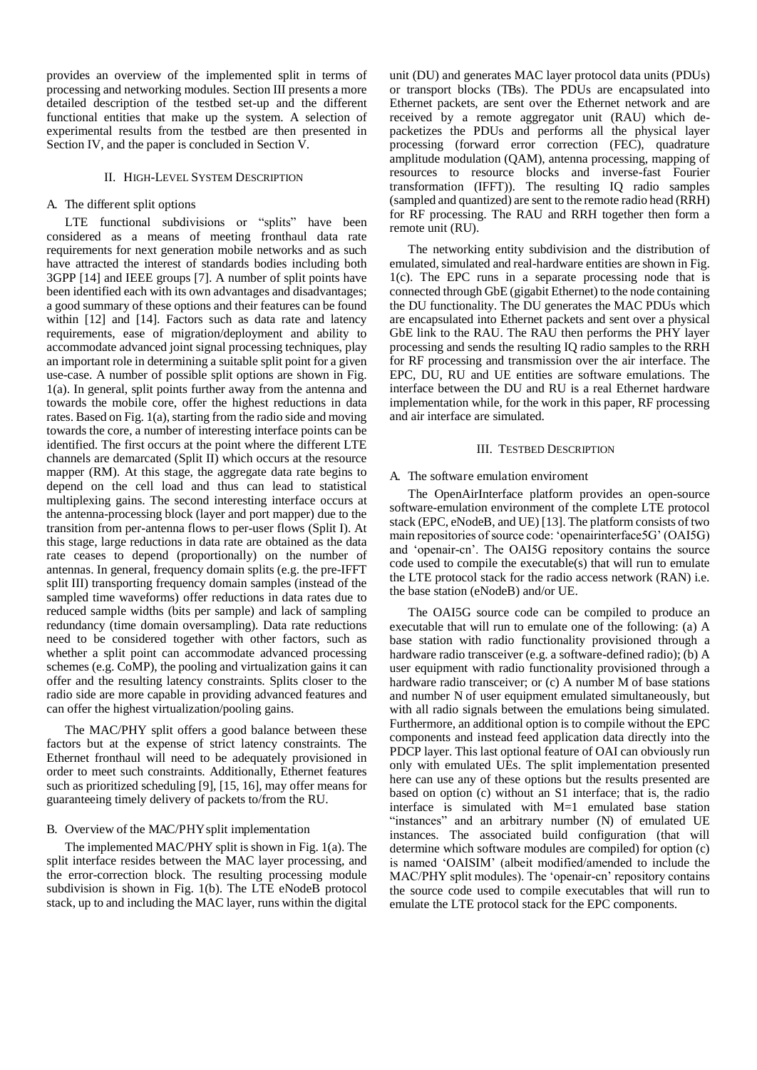provides an overview of the implemented split in terms of processing and networking modules. Section III presents a more detailed description of the testbed set-up and the different functional entities that make up the system. A selection of experimental results from the testbed are then presented in Section IV, and the paper is concluded in Section V.

## II. High-Level System Description

### A. The different split options

LTE functional subdivisions or "splits" have been considered as a means of meeting fronthaul data rate requirements for next generation mobile networks and as such have attracted the interest of standards bodies including both 3GPP [14] and IEEE groups [7]. A number of split points have been identified each with its own advantages and disadvantages; a good summary of these options and their features can be found within [12] and [14]. Factors such as data rate and latency requirements, ease of migration/deployment and ability to accommodate advanced joint signal processing techniques, play an important role in determining a suitable split point for a given use-case. A number of possible split options are shown in Fig. 1(a). In general, split points further away from the antenna and towards the mobile core, offer the highest reductions in data rates. Based on Fig. 1(a), starting from the radio side and moving towards the core, a number of interesting interface points can be identified. The first occurs at the point where the different LTE channels are demarcated (Split II) which occurs at the resource mapper (RM). At this stage, the aggregate data rate begins to depend on the cell load and thus can lead to statistical multiplexing gains. The second interesting interface occurs at the antenna-processing block (layer and port mapper) due to the transition from per-antenna flows to per-user flows (Split I). At this stage, large reductions in data rate are obtained as the data rate ceases to depend (proportionally) on the number of antennas. In general, frequency domain splits (e.g. the pre-IFFT split III) transporting frequency domain samples (instead of the sampled time waveforms) offer reductions in data rates due to reduced sample widths (bits per sample) and lack of sampling redundancy (time domain oversampling). Data rate reductions need to be considered together with other factors, such as whether a split point can accommodate advanced processing schemes (e.g. CoMP), the pooling and virtualization gains it can offer and the resulting latency constraints. Splits closer to the radio side are more capable in providing advanced features and can offer the highest virtualization/pooling gains.

The MAC/PHY split offers a good balance between these factors but at the expense of strict latency constraints. The Ethernet fronthaul will need to be adequately provisioned in order to meet such constraints. Additionally, Ethernet features such as prioritized scheduling [9], [15, 16], may offer means for guaranteeing timely delivery of packets to/from the RU.

### B. Overview of the MAC/PHY split implementation

The implemented MAC/PHY split is shown in Fig. 1(a). The split interface resides between the MAC layer processing, and the error-correction block. The resulting processing module subdivision is shown in Fig. 1(b). The LTE eNodeB protocol stack, up to and including the MAC layer, runs within the digital unit (DU) and generates MAC layer protocol data units (PDUs) or transport blocks (TBs). The PDUs are encapsulated into Ethernet packets, are sent over the Ethernet network and are received by a remote aggregator unit (RAU) which de-packetizes the PDUs and performs all the physical layer processing (forward error correction (FEC), quadrature amplitude modulation (QAM), antenna processing, mapping of resources to resource blocks and inverse-fast Fourier transformation (IFFT)). The resulting IQ radio samples (sampled and quantized) are sent to the remote radio head (RRH) for RF processing. The RAU and RRH together then form a remote unit (RU).

The networking entity subdivision and the distribution of emulated, simulated and real-hardware entities are shown in Fig. 1(c). The EPC runs in a separate processing node that is connected through GbE (gigabit Ethernet) to the node containing the DU functionality. The DU generates the MAC PDUs which are encapsulated into Ethernet packets and sent over a physical GbE link to the RAU. The RAU then performs the PHY layer processing and sends the resulting IQ radio samples to the RRH for RF processing and transmission over the air interface. The EPC, DU, RU and UE entities are software emulations. The interface between the DU and RU is a real Ethernet hardware implementation while, for the work in this paper, RF processing and air interface are simulated.

## III. Testbed Description

### A. The software emulation enviroment

The OpenAirInterface platform provides an open-source software-emulation environment of the complete LTE protocol stack (EPC, eNodeB, and UE) [13]. The platform consists of two main repositories of source code: 'openairinterface5G' (OAI5G) and 'openair-cn'. The OAI5G repository contains the source code used to compile the executable(s) that will run to emulate the LTE protocol stack for the radio access network (RAN) i.e. the base station (eNodeB) and/or UE.

The OAI5G source code can be compiled to produce an executable that will run to emulate one of the following: (a) A base station with radio functionality provisioned through a hardware radio transceiver (e.g. a software-defined radio); (b) A user equipment with radio functionality provisioned through a hardware radio transceiver; or (c) A number M of base stations and number N of user equipment emulated simultaneously, but with all radio signals between the emulations being simulated. Furthermore, an additional option is to compile without the EPC components and instead feed application data directly into the PDCP layer. This last optional feature of OAI can obviously run only with emulated UEs. The split implementation presented here can use any of these options but the results presented are based on option (c) without an S1 interface; that is, the radio interface is simulated with M=1 emulated base station "instances" and an arbitrary number (N) of emulated UE instances. The associated build configuration (that will determine which software modules are compiled) for option (c) is named 'OAISIM' (albeit modified/amended to include the MAC/PHY split modules). The 'openair-cn' repository contains the source code used to compile executables that will run to emulate the LTE protocol stack for the EPC components.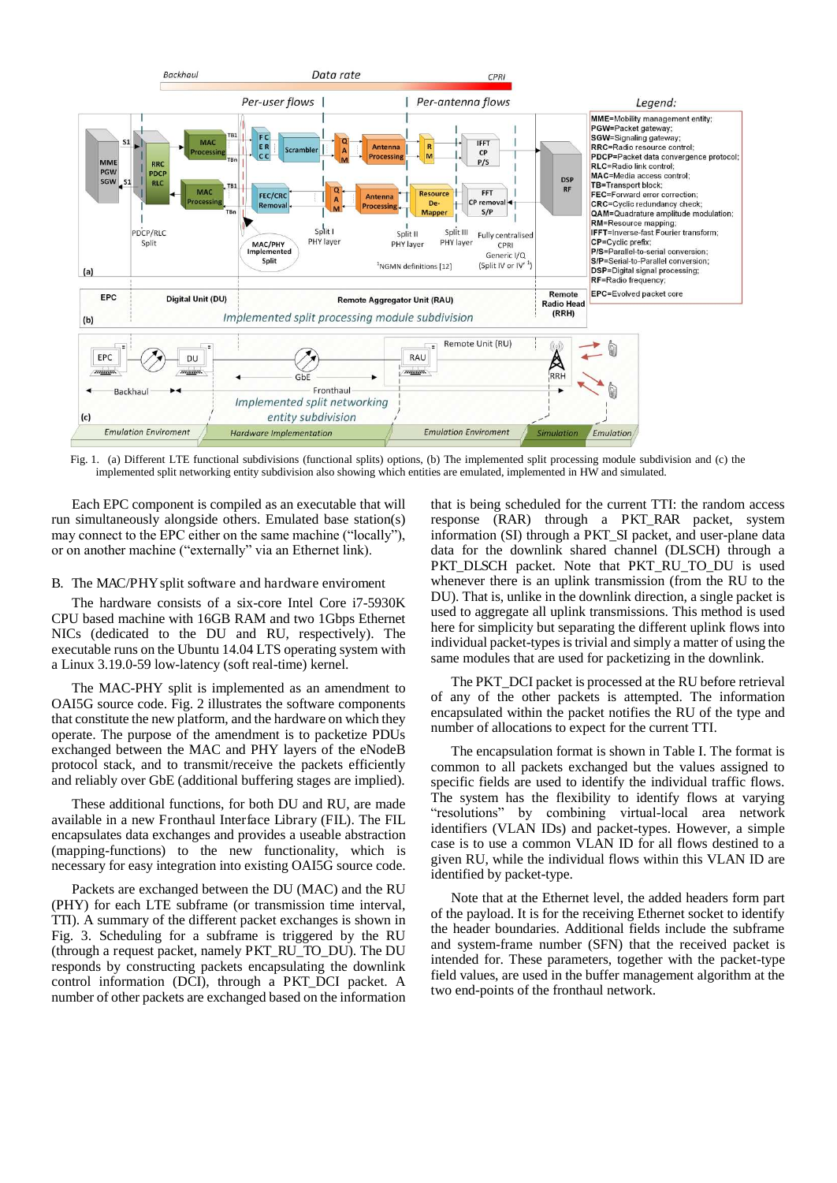Fig. 1. (a) Different LTE functional subdivisions (functional splits) options, (b) The implemented split processing module subdivision and (c) the implemented split networking entity subdivision also showing which entities are emulated, implemented in HW and simulated.

Each EPC component is compiled as an executable that will run simultaneously alongside others. Emulated base station(s) may connect to the EPC either on the same machine ("locally"), or on another machine ("externally" via an Ethernet link).

## B. The MAC/PHY split software and hardware enviroment

The hardware consists of a six-core Intel Core i7-5930K CPU based machine with 16GB RAM and two 1Gbps Ethernet NICs (dedicated to the DU and RU, respectively). The executable runs on the Ubuntu 14.04 LTS operating system with a Linux 3.19.0-59 low-latency (soft real-time) kernel.

The MAC-PHY split is implemented as an amendment to OAI5G source code. Fig. 2 illustrates the software components that constitute the new platform, and the hardware on which they operate. The purpose of the amendment is to packetize PDUs exchanged between the MAC and PHY layers of the eNodeB protocol stack, and to transmit/receive the packets efficiently and reliably over GbE (additional buffering stages are implied).

These additional functions, for both DU and RU, are made available in a new Fronthaul Interface Library (FIL). The FIL encapsulates data exchanges and provides a useable abstraction (mapping-functions) to the new functionality, which is necessary for easy integration into existing OAI5G source code.

Packets are exchanged between the DU (MAC) and the RU (PHY) for each LTE subframe (or transmission time interval, TTI). A summary of the different packet exchanges is shown in Fig. 3. Scheduling for a subframe is triggered by the RU (through a request packet, namely PKT_RU_TO_DU). The DU responds by constructing packets encapsulating the downlink control information (DCI), through a PKT_DCI packet. A number of other packets are exchanged based on the information that is being scheduled for the current TTI: the random access response (RAR) through a PKT_RAR packet, system information (SI) through a PKT_SI packet, and user-plane data data for the downlink shared channel (DLSCH) through a PKT_DLSCH packet. Note that PKT_RU_TO_DU is used whenever there is an uplink transmission (from the RU to the DU). That is, unlike in the downlink direction, a single packet is used to aggregate all uplink transmissions. This method is used here for simplicity but separating the different uplink flows into individual packet-types is trivial and simply a matter of using the same modules that are used for packetizing in the downlink.

The PKT_DCI packet is processed at the RU before retrieval of any of the other packets is attempted. The information encapsulated within the packet notifies the RU of the type and number of allocations to expect for the current TTI.

The encapsulation format is shown in Table I. The format is common to all packets exchanged but the values assigned to specific fields are used to identify the individual traffic flows. The system has the flexibility to identify flows at varying "resolutions" by combining virtual-local area network identifiers (VLAN IDs) and packet-types. However, a simple case is to use a common VLAN ID for all flows destined to a given RU, while the individual flows within this VLAN ID are identified by packet-type.

Note that at the Ethernet level, the added headers form part of the payload. It is for the receiving Ethernet socket to identify the header boundaries. Additional fields include the subframe and system-frame number (SFN) that the received packet is intended for. These parameters, together with the packet-type field values, are used in the buffer management algorithm at the two end-points of the fronthaul network.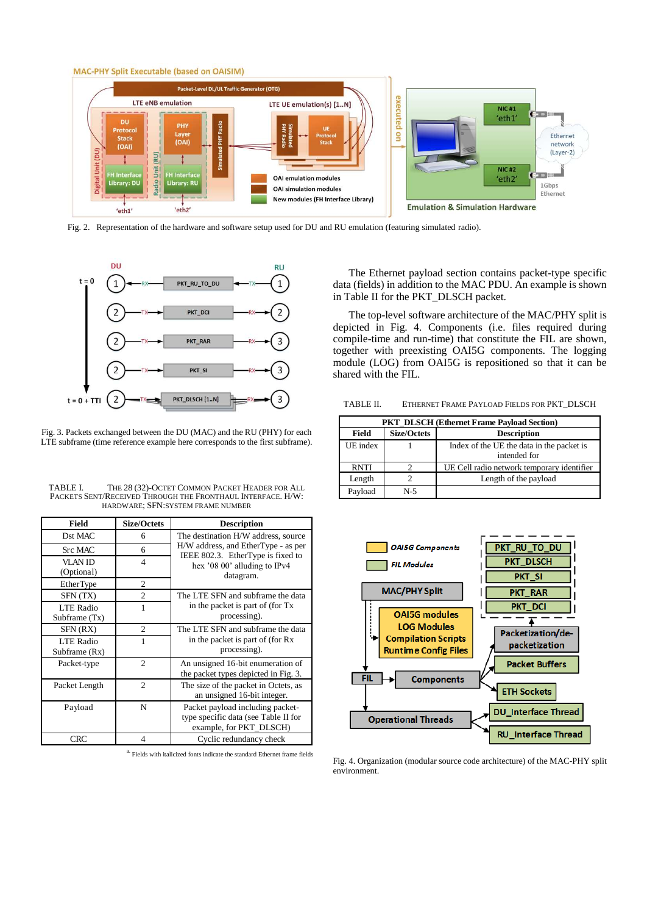Fig. 2. Representation of the hardware and software setup used for DU and RU emulation (featuring simulated radio).

Fig. 3. Packets exchanged between the DU (MAC) and the RU (PHY) for each LTE subframe (time reference example here corresponds to the first subframe).

TABLE I. THE 28 (32)-OCTET COMMON PACKET HEADER FOR ALL PACKETS SENT/RECEIVED THROUGH THE FRONTHAUL INTERFACE. H/W: HARDWARE; SFN:SYSTEM FRAME NUMBER

| Field | Size/Octets | Description |
|---|---|---|
| *Dst MAC* | 6 | The destination H/W address, source H/W address, and EtherType - as per IEEE 802.3. EtherType is fixed to hex '08 00' alluding to IPv4 datagram. |
| *Src MAC* | 6 | |
| *VLAN ID (Optional)* | 4 | |
| *EtherType* | 2 | |
| SFN (TX) | 2 | The LTE SFN and subframe the data in the packet is part of (for Tx processing). |
| LTE Radio Subframe (Tx) | 1 | |
| SFN (RX) | 2 | The LTE SFN and subframe the data in the packet is part of (for Rx processing). |
| LTE Radio Subframe (Rx) | 1 | |
| Packet-type | 2 | An unsigned 16-bit enumeration of the packet types depicted in Fig. 3. |
| Packet Length | 2 | The size of the packet in Octets, as an unsigned 16-bit integer. |
| Payload | N | Packet payload including packet-type specific data (see Table II for example, for PKT_DLSCH) |
| *CRC* | 4 | Cyclic redundancy check |

[a] Fields with italicized fonts indicate the standard Ethernet frame fields

The Ethernet payload section contains packet-type specific data (fields) in addition to the MAC PDU. An example is shown in Table II for the PKT_DLSCH packet.

The top-level software architecture of the MAC/PHY split is depicted in Fig. 4. Components (i.e. files required during compile-time and run-time) that constitute the FIL are shown, together with preexisting OAI5G components. The logging module (LOG) from OAI5G is repositioned so that it can be shared with the FIL.

TABLE II. ETHERNET FRAME PAYLOAD FIELDS FOR PKT_DLSCH

| PKT_DLSCH (Ethernet Frame Payload Section) | | |
|---|---|---|
| Field | Size/Octets | Description |
| UE index | 1 | Index of the UE the data in the packet is intended for |
| RNTI | 2 | UE Cell radio network temporary identifier |
| Length | 2 | Length of the payload |
| Payload | N-5 | |

Fig. 4. Organization (modular source code architecture) of the MAC-PHY split environment.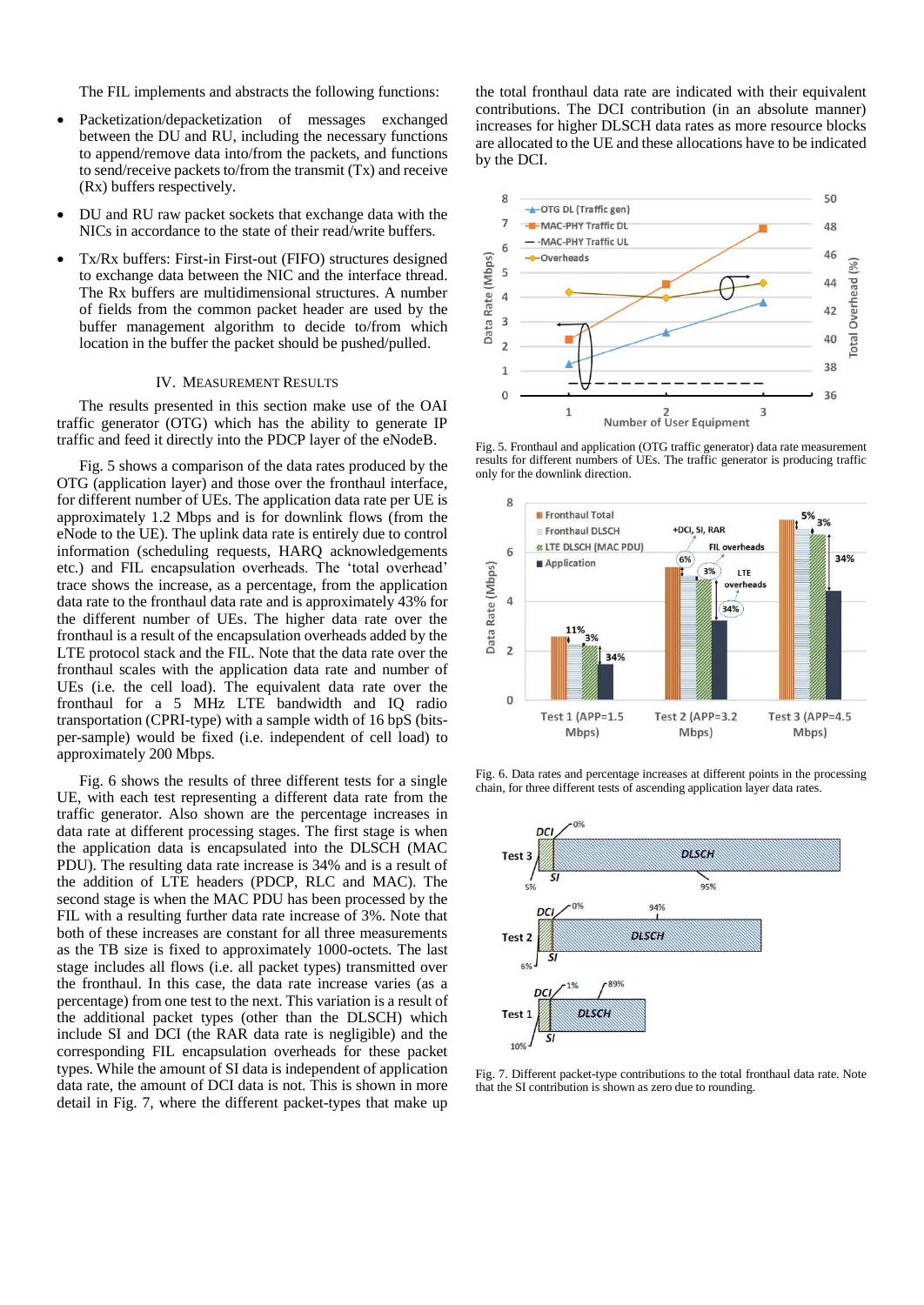The FIL implements and abstracts the following functions:

- Packetization/depacketization of messages exchanged between the DU and RU, including the necessary functions to append/remove data into/from the packets, and functions to send/receive packets to/from the transmit (Tx) and receive (Rx) buffers respectively.
- DU and RU raw packet sockets that exchange data with the NICs in accordance to the state of their read/write buffers.
- Tx/Rx buffers: First-in First-out (FIFO) structures designed to exchange data between the NIC and the interface thread. The Rx buffers are multidimensional structures. A number of fields from the common packet header are used by the buffer management algorithm to decide to/from which location in the buffer the packet should be pushed/pulled.

## IV. Measurement Results

The results presented in this section make use of the OAI traffic generator (OTG) which has the ability to generate IP traffic and feed it directly into the PDCP layer of the eNodeB.

Fig. 5 shows a comparison of the data rates produced by the OTG (application layer) and those over the fronthaul interface, for different number of UEs. The application data rate per UE is approximately 1.2 Mbps and is for downlink flows (from the eNode to the UE). The uplink data rate is entirely due to control information (scheduling requests, HARQ acknowledgements etc.) and FIL encapsulation overheads. The 'total overhead' trace shows the increase, as a percentage, from the application data rate to the fronthaul data rate and is approximately 43% for the different number of UEs. The higher data rate over the fronthaul is a result of the encapsulation overheads added by the LTE protocol stack and the FIL. Note that the data rate over the fronthaul scales with the application data rate and number of UEs (i.e. the cell load). The equivalent data rate over the fronthaul for a 5 MHz LTE bandwidth and IQ radio transportation (CPRI-type) with a sample width of 16 bpS (bits-per-sample) would be fixed (i.e. independent of cell load) to approximately 200 Mbps.

Fig. 6 shows the results of three different tests for a single UE, with each test representing a different data rate from the traffic generator. Also shown are the percentage increases in data rate at different processing stages. The first stage is when the application data is encapsulated into the DLSCH (MAC PDU). The resulting data rate increase is 34% and is a result of the addition of LTE headers (PDCP, RLC and MAC). The second stage is when the MAC PDU has been processed by the FIL with a resulting further data rate increase of 3%. Note that both of these increases are constant for all three measurements as the TB size is fixed to approximately 1000-octets. The last stage includes all flows (i.e. all packet types) transmitted over the fronthaul. In this case, the data rate increase varies (as a percentage) from one test to the next. This variation is a result of the additional packet types (other than the DLSCH) which include SI and DCI (the RAR data rate is negligible) and the corresponding FIL encapsulation overheads for these packet types. While the amount of SI data is independent of application data rate, the amount of DCI data is not. This is shown in more detail in Fig. 7, where the different packet-types that make up the total fronthaul data rate are indicated with their equivalent contributions. The DCI contribution (in an absolute manner) increases for higher DLSCH data rates as more resource blocks are allocated to the UE and these allocations have to be indicated by the DCI.

Fig. 5. Fronthaul and application (OTG traffic generator) data rate measurement results for different numbers of UEs. The traffic generator is producing traffic only for the downlink direction.

Fig. 6. Data rates and percentage increases at different points in the processing chain, for three different tests of ascending application layer data rates.

Fig. 7. Different packet-type contributions to the total fronthaul data rate. Note that the SI contribution is shown as zero due to rounding.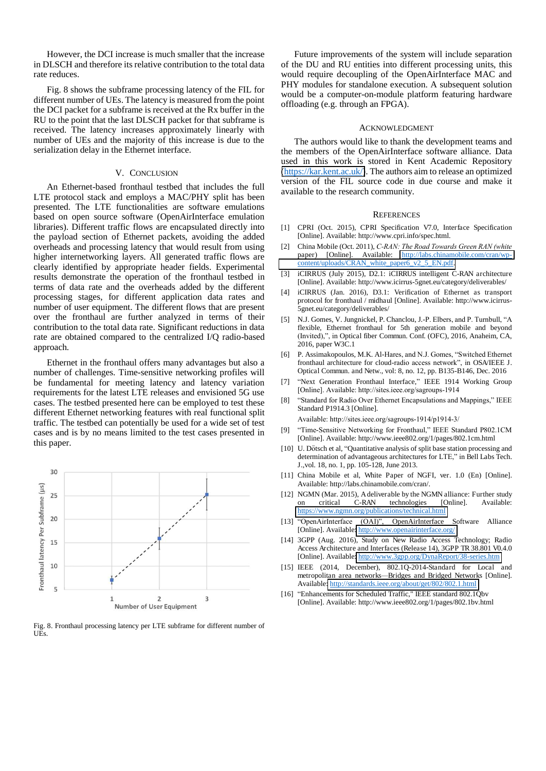However, the DCI increase is much smaller that the increase in DLSCH and therefore its relative contribution to the total data rate reduces.

Fig. 8 shows the subframe processing latency of the FIL for different number of UEs. The latency is measured from the point the DCI packet for a subframe is received at the Rx buffer in the RU to the point that the last DLSCH packet for that subframe is received. The latency increases approximately linearly with number of UEs and the majority of this increase is due to the serialization delay in the Ethernet interface.

## V. Conclusion

An Ethernet-based fronthaul testbed that includes the full LTE protocol stack and employs a MAC/PHY split has been presented. The LTE functionalities are software emulations based on open source software (OpenAirInterface emulation libraries). Different traffic flows are encapsulated directly into the payload section of Ethernet packets, avoiding the added overheads and processing latency that would result from using higher internetworking layers. All generated traffic flows are clearly identified by appropriate header fields. Experimental results demonstrate the operation of the fronthaul testbed in terms of data rate and the overheads added by the different processing stages, for different application data rates and number of user equipment. The different flows that are present over the fronthaul are further analyzed in terms of their contribution to the total data rate. Significant reductions in data rate are obtained compared to the centralized I/Q radio-based approach.

Ethernet in the fronthaul offers many advantages but also a number of challenges. Time-sensitive networking profiles will be fundamental for meeting latency and latency variation requirements for the latest LTE releases and envisioned 5G use cases. The testbed presented here can be employed to test these different Ethernet networking features with real functional split traffic. The testbed can potentially be used for a wide set of test cases and is by no means limited to the test cases presented in this paper.

Fronthaul latency Per Subframe (μs)
30
25
20
15
10
5
1
2
3
Number of User Equipment

Fig. 8. Fronthaul processing latency per LTE subframe for different number of UEs.

Future improvements of the system will include separation of the DU and RU entities into different processing units, this would require decoupling of the OpenAirInterface MAC and PHY modules for standalone execution. A subsequent solution would be a computer-on-module platform featuring hardware offloading (e.g. through an FPGA).

## Acknowledgment

The authors would like to thank the development teams and the members of the OpenAirInterface software alliance. Data used in this work is stored in Kent Academic Repository (https://kar.kent.ac.uk/). The authors aim to release an optimized version of the FIL source code in due course and make it available to the research community.

## References

[1] CPRI (Oct. 2015), CPRI Specification V7.0, Interface Specification [Online]. Available: http://www.cpri.info/spec.html.

[2] China Mobile (Oct. 2011), *C-RAN: The Road Towards Green RAN (white paper)* [Online]. Available: http://labs.chinamobile.com/cran/wp-content/uploads/CRAN_white_paper6_v2_5_EN.pdf.

[3] iCIRRUS (July 2015), D2.1: iCIRRUS intelligent C-RAN architecture [Online]. Available: http://www.icirrus-5gnet.eu/category/deliverables/

[4] iCIRRUS (Jan. 2016), D3.1: Verification of Ethernet as transport protocol for fronthaul / midhaul [Online]. Available: http://www.icirrus-5gnet.eu/category/deliverables/

[5] N.J. Gomes, V. Jungnickel, P. Chanclou, J.-P. Elbers, and P. Turnbull, "A flexible, Ethernet fronthaul for 5th generation mobile and beyond (Invited),", in Optical fiber Commun. Conf. (OFC), 2016, Anaheim, CA, 2016, paper W3C.1

[6] P. Assimakopoulos, M.K. Al-Hares, and N.J. Gomes, "Switched Ethernet fronthaul architecture for cloud-radio access network", in OSA/IEEE J. Optical Commun. and Netw., vol: 8, no. 12, pp. B135-B146, Dec. 2016

[7] "Next Generation Fronthaul Interface," IEEE 1914 Working Group [Online]. Available: http://sites.ieee.org/sagroups-1914

[8] "Standard for Radio Over Ethernet Encapsulations and Mappings," IEEE Standard P1914.3 [Online].
Available: http://sites.ieee.org/sagroups-1914/p1914-3/

[9] "Time-Sensitive Networking for Fronthaul," IEEE Standard P802.1CM [Online]. Available: http://www.ieee802.org/1/pages/802.1cm.html

[10] U. Dötsch et al, "Quantitative analysis of split base station processing and determination of advantageous architectures for LTE," in Bell Labs Tech. J.,vol. 18, no. 1, pp. 105-128, June 2013.

[11] China Mobile et al, White Paper of NGFI, ver. 1.0 (En) [Online]. Available: http://labs.chinamobile.com/cran/.

[12] NGMN (Mar. 2015), A deliverable by the NGMN alliance: Further study on critical C-RAN technologies [Online]. Available: https://www.ngmn.org/publications/technical.html

[13] "OpenAirInterface (OAI)", OpenAirInterface Software Alliance [Online]. Available: http://www.openairinterface.org/

[14] 3GPP (Aug. 2016), Study on New Radio Access Technology; Radio Access Architecture and Interfaces (Release 14), 3GPP TR 38.801 V0.4.0 [Online]. Available: http://www.3gpp.org/DynaReport/38-series.htm

[15] IEEE (2014, December), 802.1Q-2014-Standard for Local and metropolitan area networks—Bridges and Bridged Networks [Online]. Available: http://standards.ieee.org/about/get/802/802.1.html

[16] "Enhancements for Scheduled Traffic," IEEE standard 802.1Qbv [Online]. Available: http://www.ieee802.org/1/pages/802.1bv.html